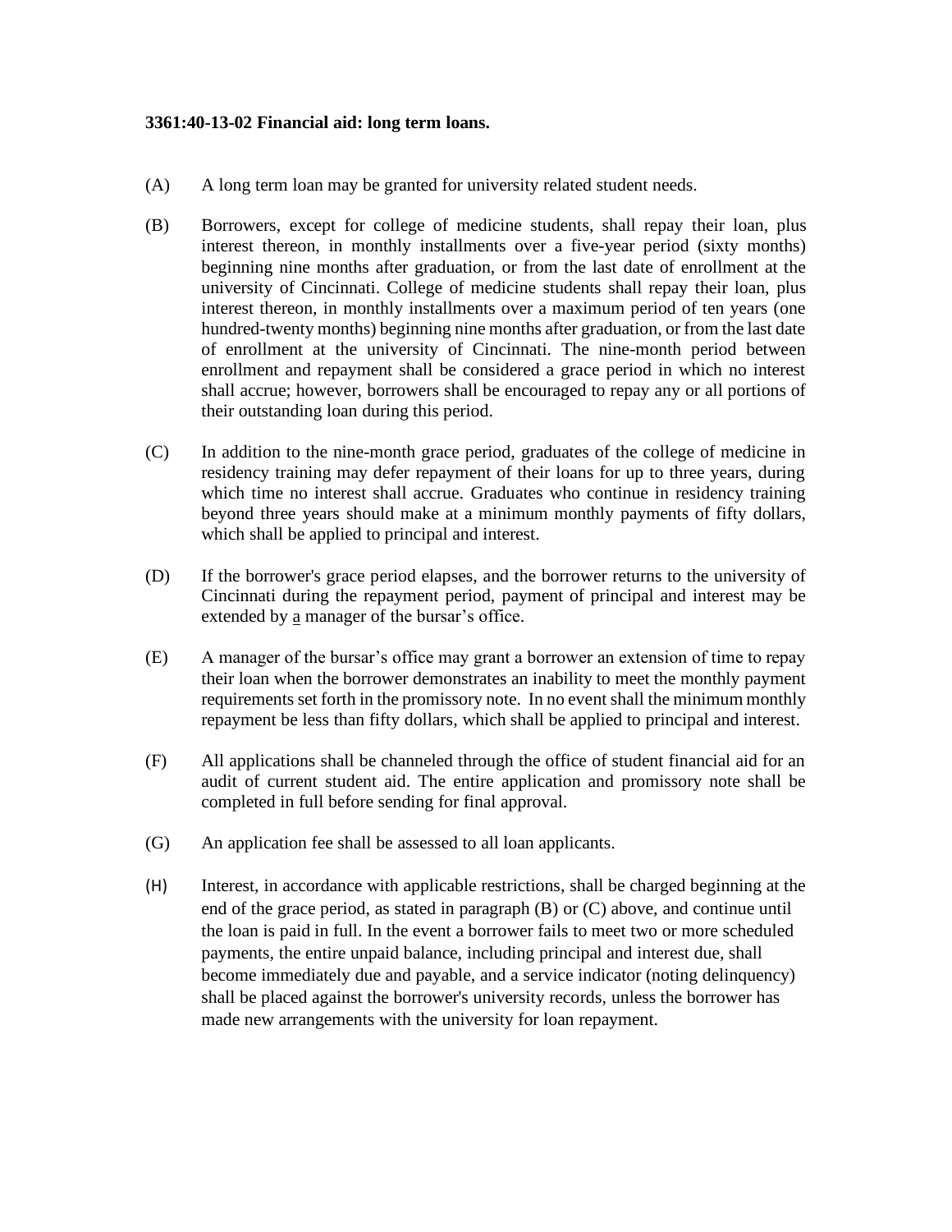**3361:40-13-02 Financial aid: long term loans.**

(A) A long term loan may be granted for university related student needs.

(B) Borrowers, except for college of medicine students, shall repay their loan, plus interest thereon, in monthly installments over a five-year period (sixty months) beginning nine months after graduation, or from the last date of enrollment at the university of Cincinnati. College of medicine students shall repay their loan, plus interest thereon, in monthly installments over a maximum period of ten years (one hundred-twenty months) beginning nine months after graduation, or from the last date of enrollment at the university of Cincinnati. The nine-month period between enrollment and repayment shall be considered a grace period in which no interest shall accrue; however, borrowers shall be encouraged to repay any or all portions of their outstanding loan during this period.

(C) In addition to the nine-month grace period, graduates of the college of medicine in residency training may defer repayment of their loans for up to three years, during which time no interest shall accrue. Graduates who continue in residency training beyond three years should make at a minimum monthly payments of fifty dollars, which shall be applied to principal and interest.

(D) If the borrower's grace period elapses, and the borrower returns to the university of Cincinnati during the repayment period, payment of principal and interest may be extended by a manager of the bursar's office.

(E) A manager of the bursar's office may grant a borrower an extension of time to repay their loan when the borrower demonstrates an inability to meet the monthly payment requirements set forth in the promissory note. In no event shall the minimum monthly repayment be less than fifty dollars, which shall be applied to principal and interest.

(F) All applications shall be channeled through the office of student financial aid for an audit of current student aid. The entire application and promissory note shall be completed in full before sending for final approval.

(G) An application fee shall be assessed to all loan applicants.

(H) Interest, in accordance with applicable restrictions, shall be charged beginning at the end of the grace period, as stated in paragraph (B) or (C) above, and continue until the loan is paid in full. In the event a borrower fails to meet two or more scheduled payments, the entire unpaid balance, including principal and interest due, shall become immediately due and payable, and a service indicator (noting delinquency) shall be placed against the borrower's university records, unless the borrower has made new arrangements with the university for loan repayment.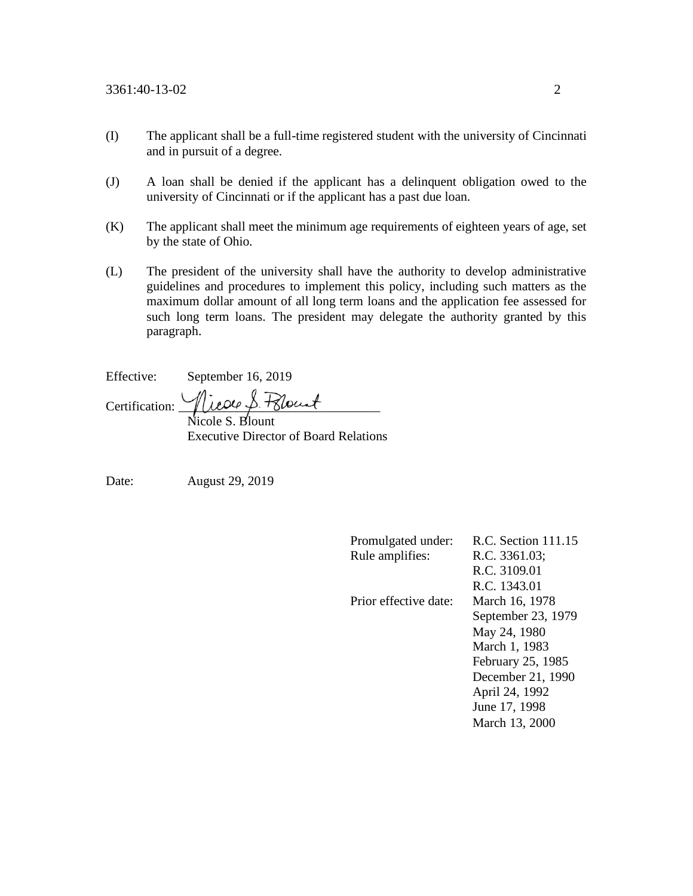(I) The applicant shall be a full-time registered student with the university of Cincinnati and in pursuit of a degree.

(J) A loan shall be denied if the applicant has a delinquent obligation owed to the university of Cincinnati or if the applicant has a past due loan.

(K) The applicant shall meet the minimum age requirements of eighteen years of age, set by the state of Ohio.

(L) The president of the university shall have the authority to develop administrative guidelines and procedures to implement this policy, including such matters as the maximum dollar amount of all long term loans and the application fee assessed for such long term loans. The president may delegate the authority granted by this paragraph.

Effective: September 16, 2019

Certification: Nicole S. Blount
Nicole S. Blount
Executive Director of Board Relations

Date: August 29, 2019

| | |
|---|---|
| Promulgated under: | R.C. Section 111.15 |
| Rule amplifies: | R.C. 3361.03; |
| | R.C. 3109.01 |
| | R.C. 1343.01 |
| Prior effective date: | March 16, 1978 |
| | September 23, 1979 |
| | May 24, 1980 |
| | March 1, 1983 |
| | February 25, 1985 |
| | December 21, 1990 |
| | April 24, 1992 |
| | June 17, 1998 |
| | March 13, 2000 |